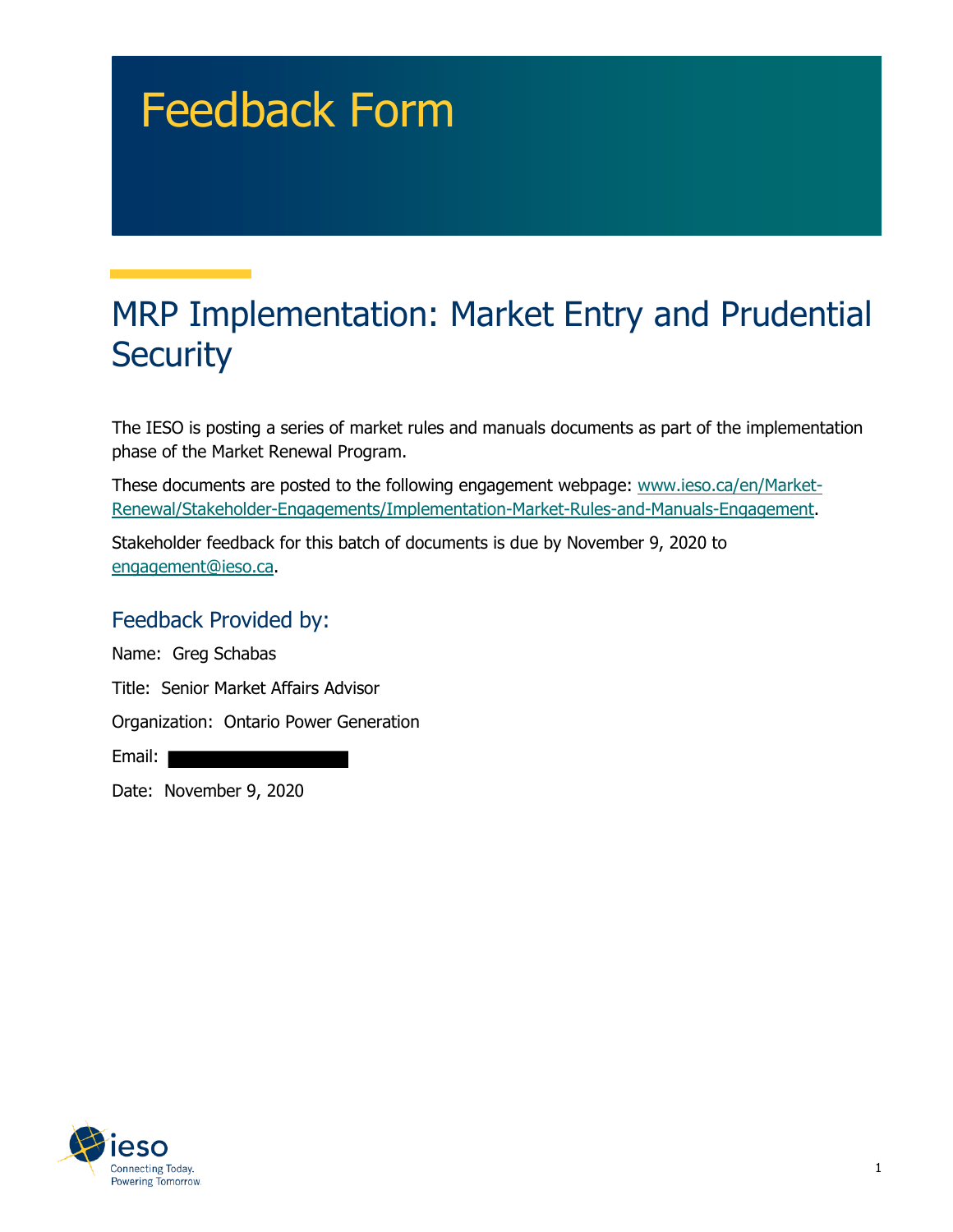# Feedback Form

## MRP Implementation: Market Entry and Prudential Security

The IESO is posting a series of market rules and manuals documents as part of the implementation phase of the Market Renewal Program.

These documents are posted to the following engagement webpage: [www.ieso.ca/en/Market-Renewal/Stakeholder-Engagements/Implementation-Market-Rules-and-Manuals-Engagement](www.ieso.ca/en/Market-Renewal/Stakeholder-Engagements/Implementation-Market-Rules-and-Manuals-Engagement).

Stakeholder feedback for this batch of documents is due by November 9, 2020 to [engagement@ieso.ca](mailto:engagement@ieso.ca).

### Feedback Provided by:

Name: Greg Schabas

Title: Senior Market Affairs Advisor

Organization: Ontario Power Generation

Email:

Date: November 9, 2020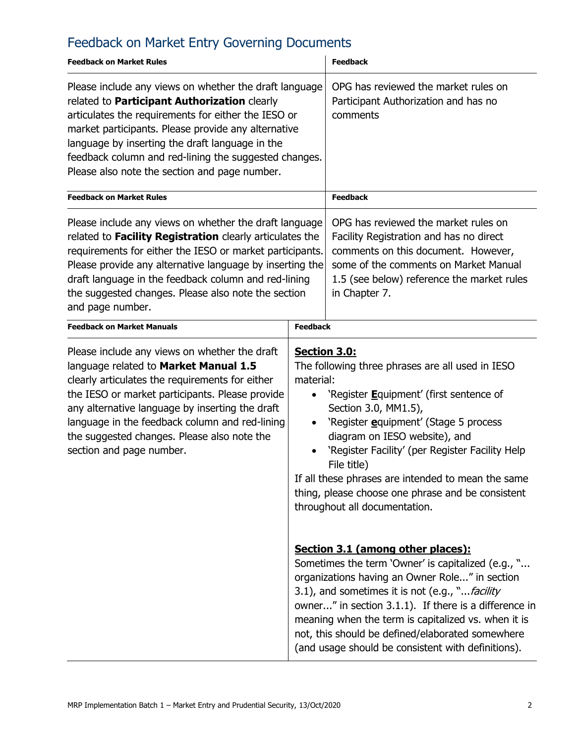## Feedback on Market Entry Governing Documents

| Feedback on Market Rules | Feedback |
|---|---|
| Please include any views on whether the draft language related to **Participant Authorization** clearly articulates the requirements for either the IESO or market participants. Please provide any alternative language by inserting the draft language in the feedback column and red-lining the suggested changes. Please also note the section and page number. | OPG has reviewed the market rules on Participant Authorization and has no comments |

| Feedback on Market Rules | Feedback |
|---|---|
| Please include any views on whether the draft language related to **Facility Registration** clearly articulates the requirements for either the IESO or market participants. Please provide any alternative language by inserting the draft language in the feedback column and red-lining the suggested changes. Please also note the section and page number. | OPG has reviewed the market rules on Facility Registration and has no direct comments on this document. However, some of the comments on Market Manual 1.5 (see below) reference the market rules in Chapter 7. |

| Feedback on Market Manuals | Feedback |
|---|---|
| Please include any views on whether the draft language related to **Market Manual 1.5** clearly articulates the requirements for either the IESO or market participants. Please provide any alternative language by inserting the draft language in the feedback column and red-lining the suggested changes. Please also note the section and page number. | **Section 3.0:**<br>The following three phrases are all used in IESO material:<br>• 'Register **E**quipment' (first sentence of Section 3.0, MM1.5),<br>• 'Register **e**quipment' (Stage 5 process diagram on IESO website), and<br>• 'Register Facility' (per Register Facility Help File title)<br>If all these phrases are intended to mean the same thing, please choose one phrase and be consistent throughout all documentation.<br><br>**Section 3.1 (among other places):**<br>Sometimes the term 'Owner' is capitalized (e.g., "... organizations having an Owner Role..." in section 3.1), and sometimes it is not (e.g., "...*facility* owner..." in section 3.1.1). If there is a difference in meaning when the term is capitalized vs. when it is not, this should be defined/elaborated somewhere (and usage should be consistent with definitions). |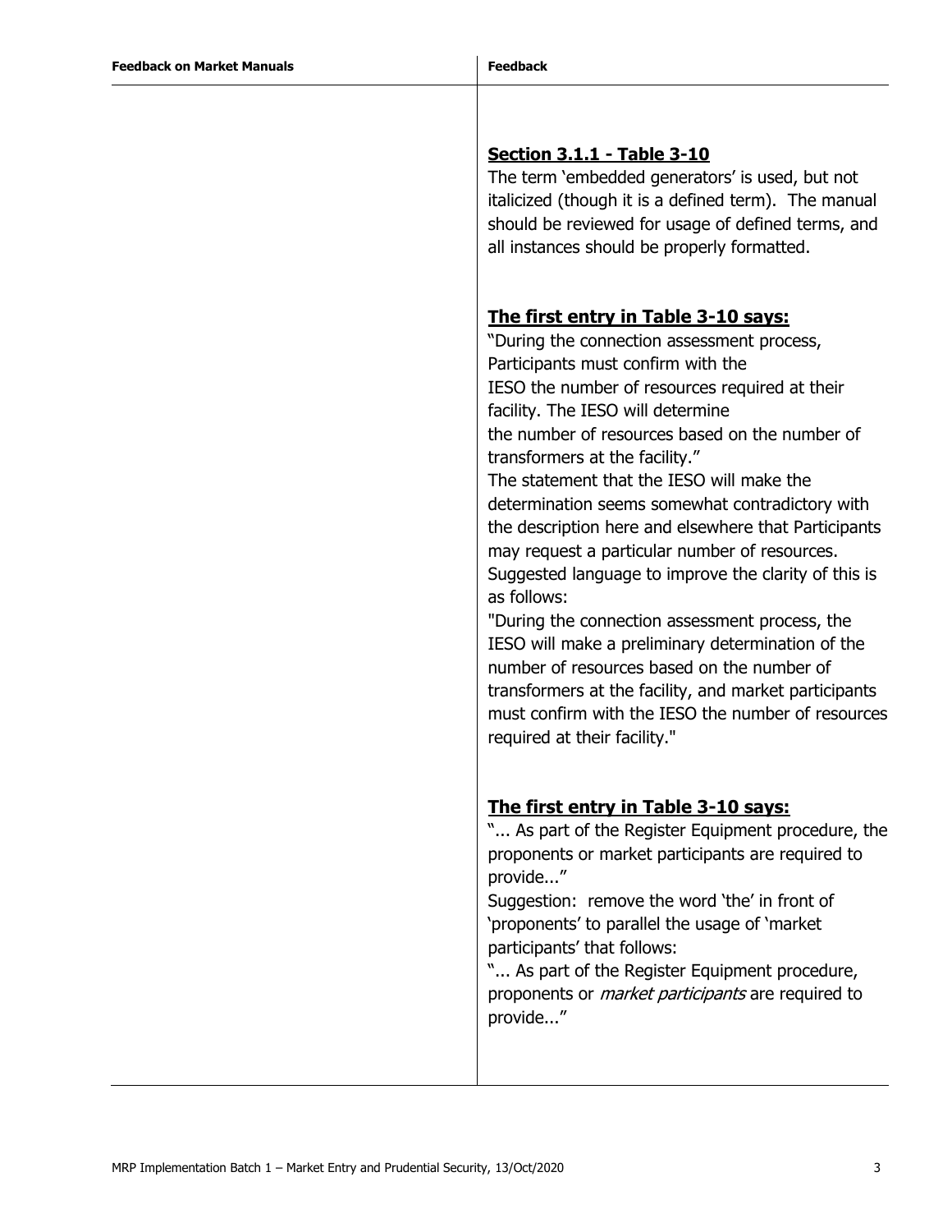| Feedback on Market Manuals | Feedback |
| --- | --- |
| | <u>**Section 3.1.1 - Table 3-10**</u><br>The term 'embedded generators' is used, but not italicized (though it is a defined term). The manual should be reviewed for usage of defined terms, and all instances should be properly formatted.<br><br><u>**The first entry in Table 3-10 says:**</u><br>"During the connection assessment process, Participants must confirm with the IESO the number of resources required at their facility. The IESO will determine the number of resources based on the number of transformers at the facility."<br>The statement that the IESO will make the determination seems somewhat contradictory with the description here and elsewhere that Participants may request a particular number of resources. Suggested language to improve the clarity of this is as follows:<br>"During the connection assessment process, the IESO will make a preliminary determination of the number of resources based on the number of transformers at the facility, and market participants must confirm with the IESO the number of resources required at their facility."<br><br><u>**The first entry in Table 3-10 says:**</u><br>"... As part of the Register Equipment procedure, the proponents or market participants are required to provide..."<br>Suggestion: remove the word 'the' in front of 'proponents' to parallel the usage of 'market participants' that follows:<br>"... As part of the Register Equipment procedure, proponents or *market participants* are required to provide..." |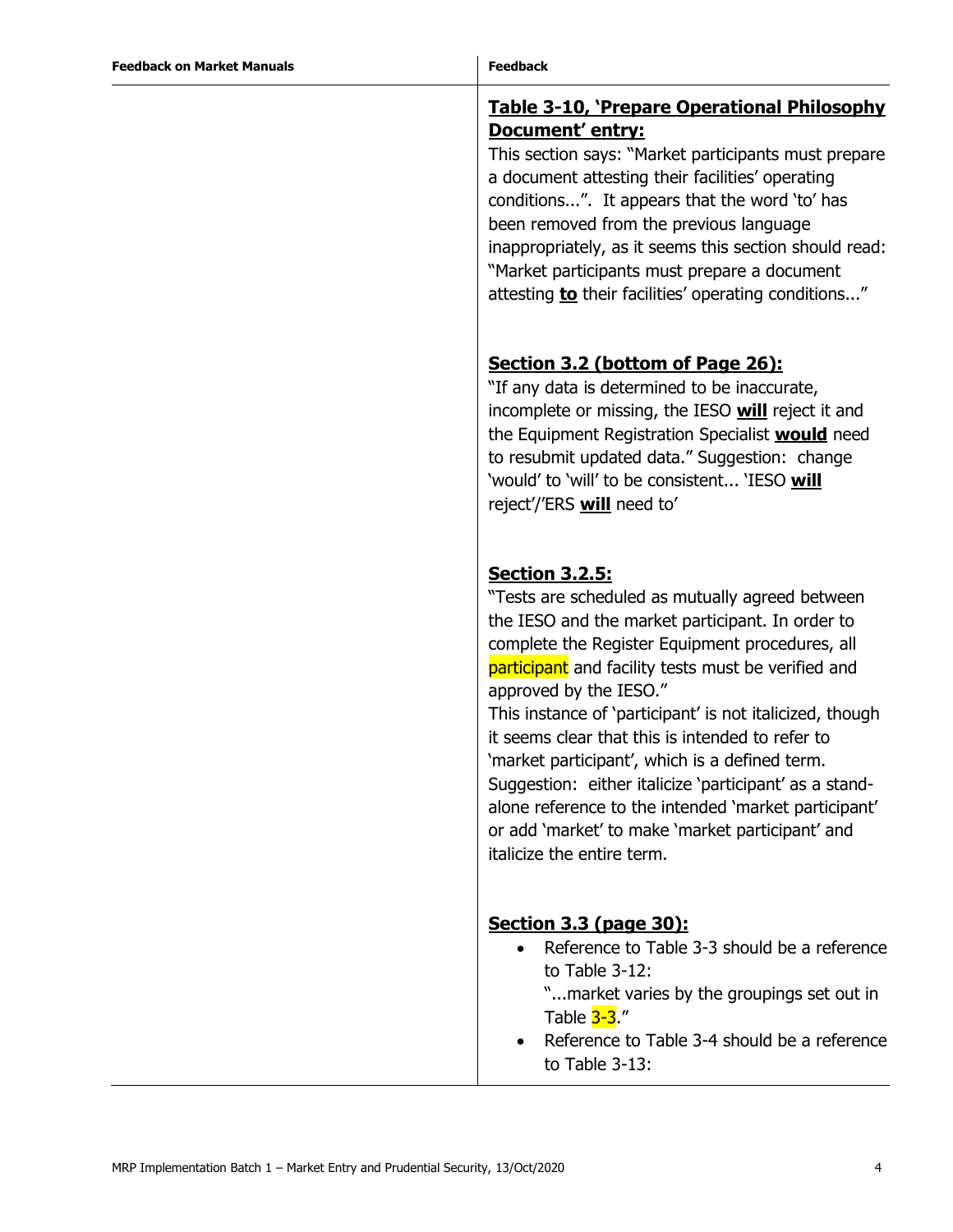| Feedback on Market Manuals | Feedback |
|---|---|
| | **<u>Table 3-10, 'Prepare Operational Philosophy Document' entry:</u>**<br>This section says: "Market participants must prepare a document attesting their facilities' operating conditions...". It appears that the word 'to' has been removed from the previous language inappropriately, as it seems this section should read: "Market participants must prepare a document attesting **<u>to</u>** their facilities' operating conditions..."<br><br>**<u>Section 3.2 (bottom of Page 26):</u>**<br>"If any data is determined to be inaccurate, incomplete or missing, the IESO **<u>will</u>** reject it and the Equipment Registration Specialist **<u>would</u>** need to resubmit updated data." Suggestion: change 'would' to 'will' to be consistent... 'IESO **<u>will</u>** reject'/'ERS **<u>will</u>** need to'<br><br>**<u>Section 3.2.5:</u>**<br>"Tests are scheduled as mutually agreed between the IESO and the market participant. In order to complete the Register Equipment procedures, all participant and facility tests must be verified and approved by the IESO."<br>This instance of 'participant' is not italicized, though it seems clear that this is intended to refer to 'market participant', which is a defined term. Suggestion: either italicize 'participant' as a stand-alone reference to the intended 'market participant' or add 'market' to make 'market participant' and italicize the entire term.<br><br>**<u>Section 3.3 (page 30):</u>**<br>• Reference to Table 3-3 should be a reference to Table 3-12:<br>"...market varies by the groupings set out in Table 3-3."<br>• Reference to Table 3-4 should be a reference to Table 3-13: |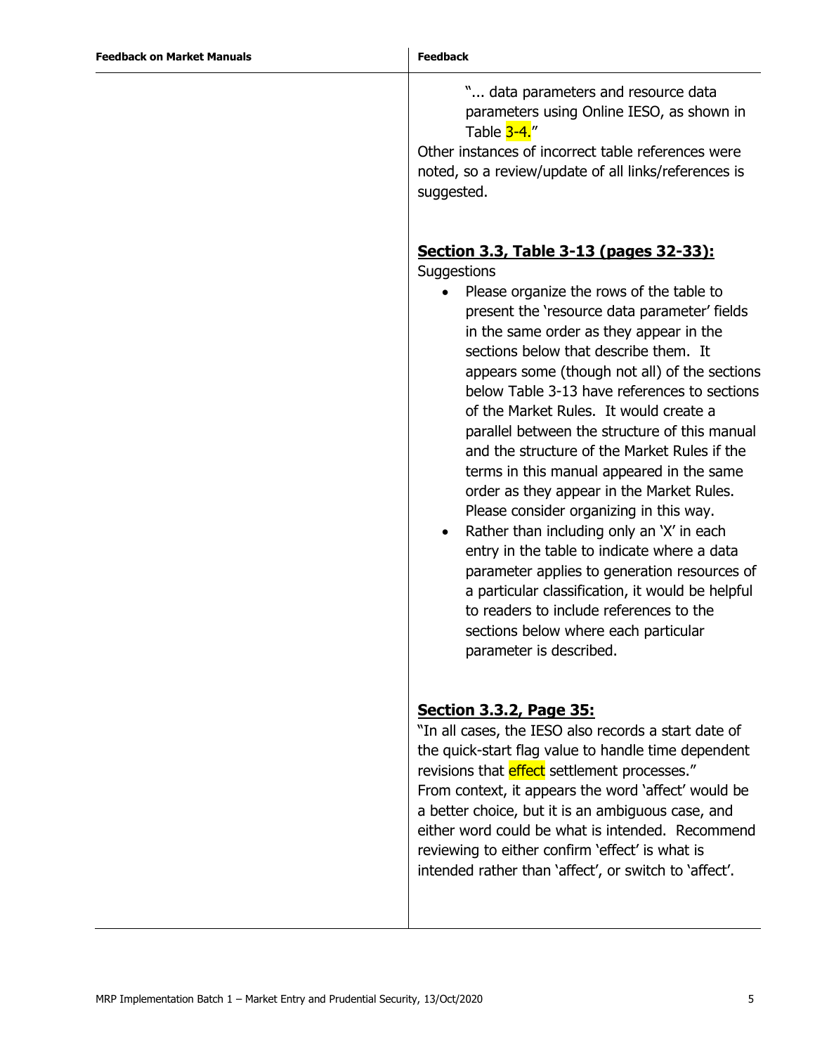| Feedback on Market Manuals | Feedback |
| --- | --- |
| | "... data parameters and resource data parameters using Online IESO, as shown in Table 3-4." <br> Other instances of incorrect table references were noted, so a review/update of all links/references is suggested. <br><br> **Section 3.3, Table 3-13 (pages 32-33):** <br> Suggestions <br> • Please organize the rows of the table to present the 'resource data parameter' fields in the same order as they appear in the sections below that describe them. It appears some (though not all) of the sections below Table 3-13 have references to sections of the Market Rules. It would create a parallel between the structure of this manual and the structure of the Market Rules if the terms in this manual appeared in the same order as they appear in the Market Rules. Please consider organizing in this way. <br> • Rather than including only an 'X' in each entry in the table to indicate where a data parameter applies to generation resources of a particular classification, it would be helpful to readers to include references to the sections below where each particular parameter is described. <br><br> **Section 3.3.2, Page 35:** <br> "In all cases, the IESO also records a start date of the quick-start flag value to handle time dependent revisions that effect settlement processes." <br> From context, it appears the word 'affect' would be a better choice, but it is an ambiguous case, and either word could be what is intended. Recommend reviewing to either confirm 'effect' is what is intended rather than 'affect', or switch to 'affect'. |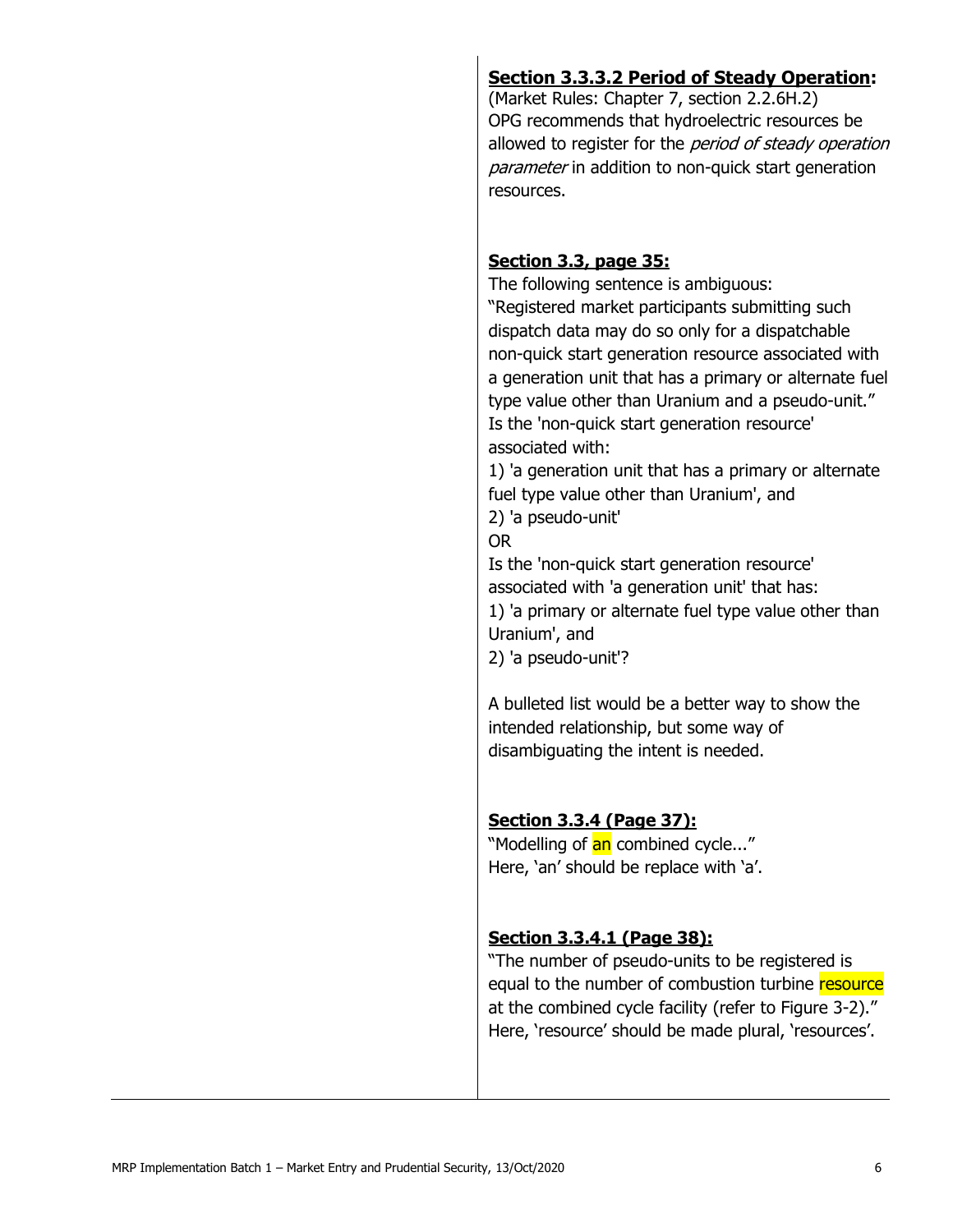**Section 3.3.3.2 Period of Steady Operation:**
(Market Rules: Chapter 7, section 2.2.6H.2)
OPG recommends that hydroelectric resources be allowed to register for the *period of steady operation parameter* in addition to non-quick start generation resources.

**Section 3.3, page 35:**
The following sentence is ambiguous:
"Registered market participants submitting such dispatch data may do so only for a dispatchable non-quick start generation resource associated with a generation unit that has a primary or alternate fuel type value other than Uranium and a pseudo-unit."
Is the 'non-quick start generation resource' associated with:
1) 'a generation unit that has a primary or alternate fuel type value other than Uranium', and
2) 'a pseudo-unit'
OR
Is the 'non-quick start generation resource' associated with 'a generation unit' that has:
1) 'a primary or alternate fuel type value other than Uranium', and
2) 'a pseudo-unit'?

A bulleted list would be a better way to show the intended relationship, but some way of disambiguating the intent is needed.

**Section 3.3.4 (Page 37):**
"Modelling of an combined cycle..."
Here, 'an' should be replace with 'a'.

**Section 3.3.4.1 (Page 38):**
"The number of pseudo-units to be registered is equal to the number of combustion turbine resource at the combined cycle facility (refer to Figure 3-2)."
Here, 'resource' should be made plural, 'resources'.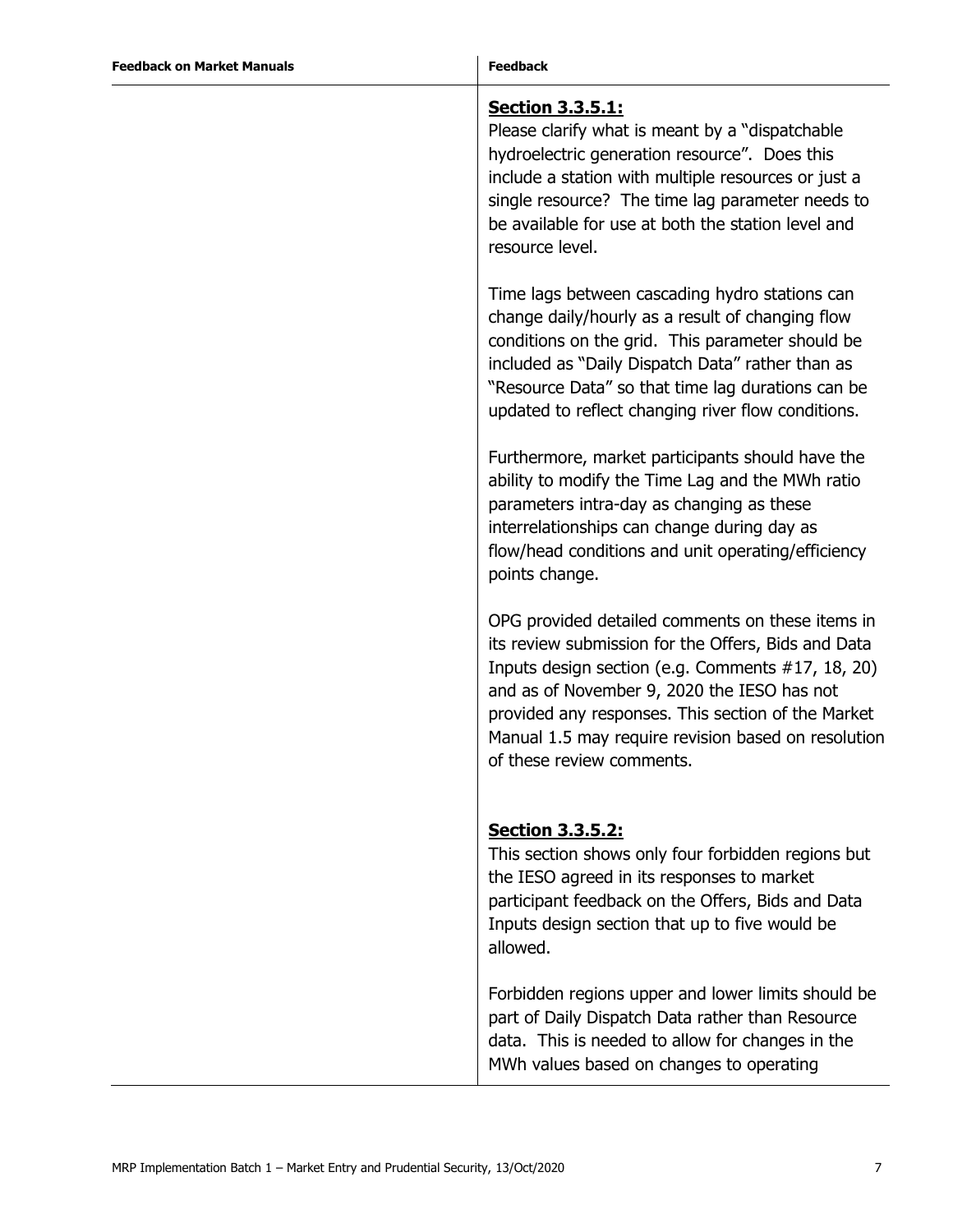| Feedback on Market Manuals | Feedback |
| --- | --- |
| | **Section 3.3.5.1:**<br>Please clarify what is meant by a "dispatchable hydroelectric generation resource". Does this include a station with multiple resources or just a single resource? The time lag parameter needs to be available for use at both the station level and resource level.<br><br>Time lags between cascading hydro stations can change daily/hourly as a result of changing flow conditions on the grid. This parameter should be included as "Daily Dispatch Data" rather than as "Resource Data" so that time lag durations can be updated to reflect changing river flow conditions.<br><br>Furthermore, market participants should have the ability to modify the Time Lag and the MWh ratio parameters intra-day as changing as these interrelationships can change during day as flow/head conditions and unit operating/efficiency points change.<br><br>OPG provided detailed comments on these items in its review submission for the Offers, Bids and Data Inputs design section (e.g. Comments #17, 18, 20) and as of November 9, 2020 the IESO has not provided any responses. This section of the Market Manual 1.5 may require revision based on resolution of these review comments.<br><br>**Section 3.3.5.2:**<br>This section shows only four forbidden regions but the IESO agreed in its responses to market participant feedback on the Offers, Bids and Data Inputs design section that up to five would be allowed.<br><br>Forbidden regions upper and lower limits should be part of Daily Dispatch Data rather than Resource data. This is needed to allow for changes in the MWh values based on changes to operating |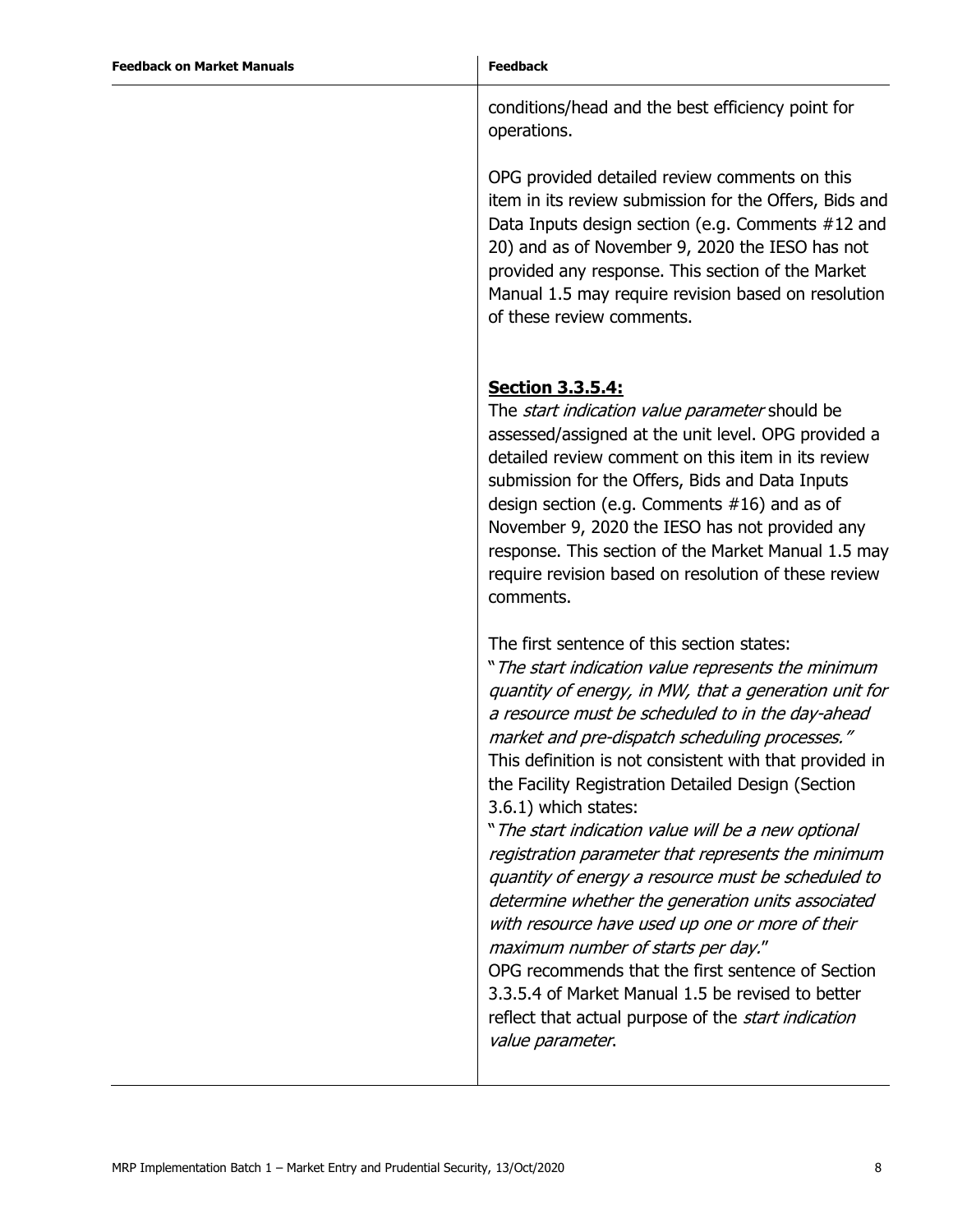| Feedback on Market Manuals | Feedback |
| --- | --- |
| | conditions/head and the best efficiency point for operations.<br><br>OPG provided detailed review comments on this item in its review submission for the Offers, Bids and Data Inputs design section (e.g. Comments #12 and 20) and as of November 9, 2020 the IESO has not provided any response. This section of the Market Manual 1.5 may require revision based on resolution of these review comments.<br><br>**<u>Section 3.3.5.4:</u>**<br>The *start indication value parameter* should be assessed/assigned at the unit level. OPG provided a detailed review comment on this item in its review submission for the Offers, Bids and Data Inputs design section (e.g. Comments #16) and as of November 9, 2020 the IESO has not provided any response. This section of the Market Manual 1.5 may require revision based on resolution of these review comments.<br><br>The first sentence of this section states:<br>"*The start indication value represents the minimum quantity of energy, in MW, that a generation unit for a resource must be scheduled to in the day-ahead market and pre-dispatch scheduling processes."*<br>This definition is not consistent with that provided in the Facility Registration Detailed Design (Section 3.6.1) which states:<br>"*The start indication value will be a new optional registration parameter that represents the minimum quantity of energy a resource must be scheduled to determine whether the generation units associated with resource have used up one or more of their maximum number of starts per day.*"<br>OPG recommends that the first sentence of Section 3.3.5.4 of Market Manual 1.5 be revised to better reflect that actual purpose of the *start indication value parameter*. |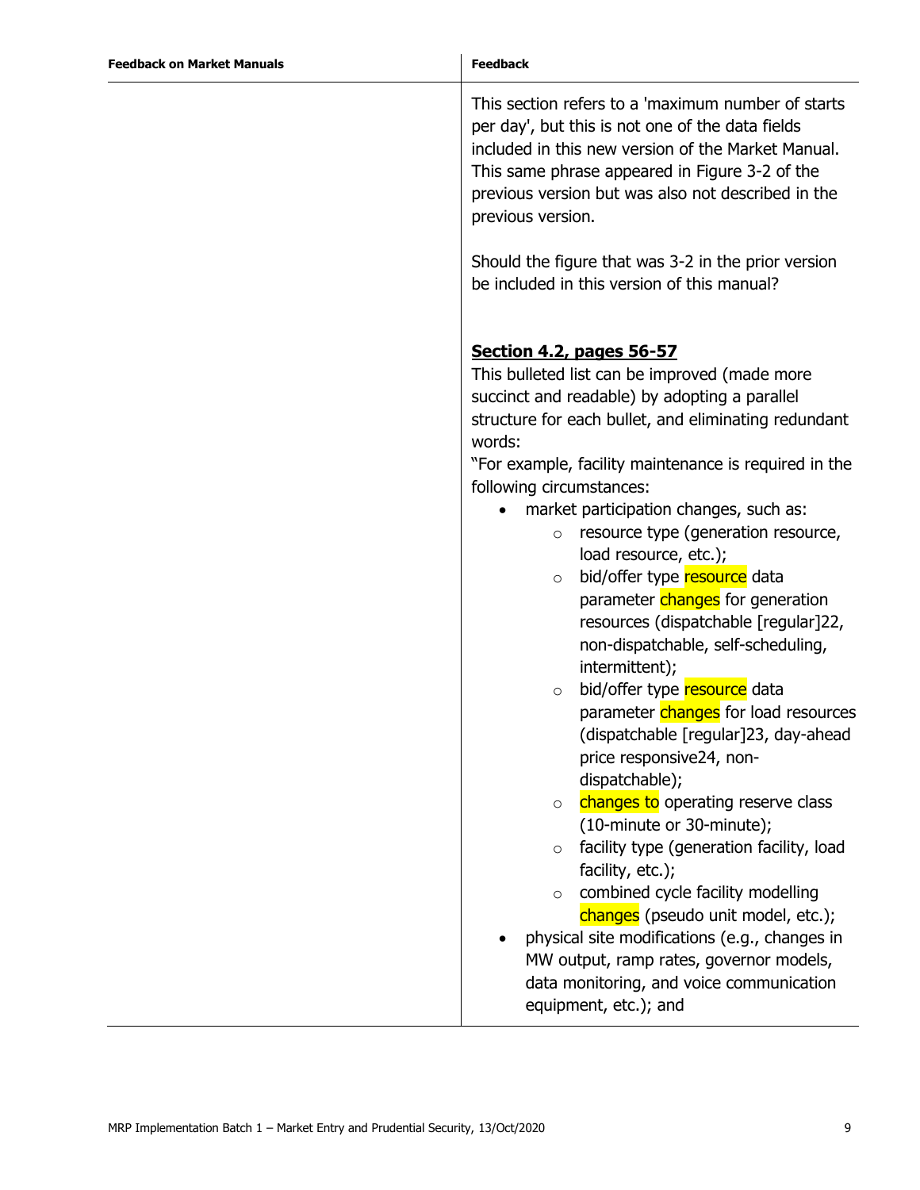| Feedback on Market Manuals | Feedback |
|---|---|
| | This section refers to a 'maximum number of starts per day', but this is not one of the data fields included in this new version of the Market Manual. This same phrase appeared in Figure 3-2 of the previous version but was also not described in the previous version.<br><br>Should the figure that was 3-2 in the prior version be included in this version of this manual?<br><br>**<u>Section 4.2, pages 56-57</u>**<br>This bulleted list can be improved (made more succinct and readable) by adopting a parallel structure for each bullet, and eliminating redundant words:<br>"For example, facility maintenance is required in the following circumstances:<br>• market participation changes, such as:<br>&nbsp;&nbsp;&nbsp;&nbsp;○ resource type (generation resource, load resource, etc.);<br>&nbsp;&nbsp;&nbsp;&nbsp;○ bid/offer type resource data parameter changes for generation resources (dispatchable [regular]22, non-dispatchable, self-scheduling, intermittent);<br>&nbsp;&nbsp;&nbsp;&nbsp;○ bid/offer type resource data parameter changes for load resources (dispatchable [regular]23, day-ahead price responsive24, non-dispatchable);<br>&nbsp;&nbsp;&nbsp;&nbsp;○ changes to operating reserve class (10-minute or 30-minute);<br>&nbsp;&nbsp;&nbsp;&nbsp;○ facility type (generation facility, load facility, etc.);<br>&nbsp;&nbsp;&nbsp;&nbsp;○ combined cycle facility modelling changes (pseudo unit model, etc.);<br>• physical site modifications (e.g., changes in MW output, ramp rates, governor models, data monitoring, and voice communication equipment, etc.); and |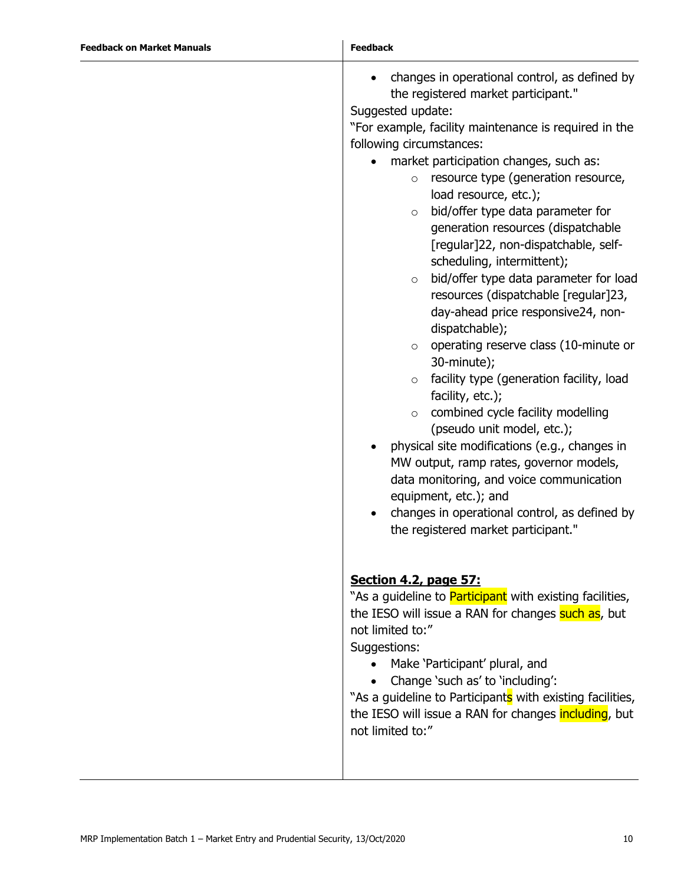| Feedback on Market Manuals | Feedback |
|---|---|
| | • changes in operational control, as defined by the registered market participant."<br>Suggested update:<br>"For example, facility maintenance is required in the following circumstances:<br>• market participation changes, such as:<br>  ○ resource type (generation resource, load resource, etc.);<br>  ○ bid/offer type data parameter for generation resources (dispatchable [regular]22, non-dispatchable, self-scheduling, intermittent);<br>  ○ bid/offer type data parameter for load resources (dispatchable [regular]23, day-ahead price responsive24, non-dispatchable);<br>  ○ operating reserve class (10-minute or 30-minute);<br>  ○ facility type (generation facility, load facility, etc.);<br>  ○ combined cycle facility modelling (pseudo unit model, etc.);<br>• physical site modifications (e.g., changes in MW output, ramp rates, governor models, data monitoring, and voice communication equipment, etc.); and<br>• changes in operational control, as defined by the registered market participant."<br><br>**<u>Section 4.2, page 57:</u>**<br>"As a guideline to Participant with existing facilities, the IESO will issue a RAN for changes such as, but not limited to:"<br>Suggestions:<br>• Make 'Participant' plural, and<br>• Change 'such as' to 'including':<br>"As a guideline to Participants with existing facilities, the IESO will issue a RAN for changes including, but not limited to:" |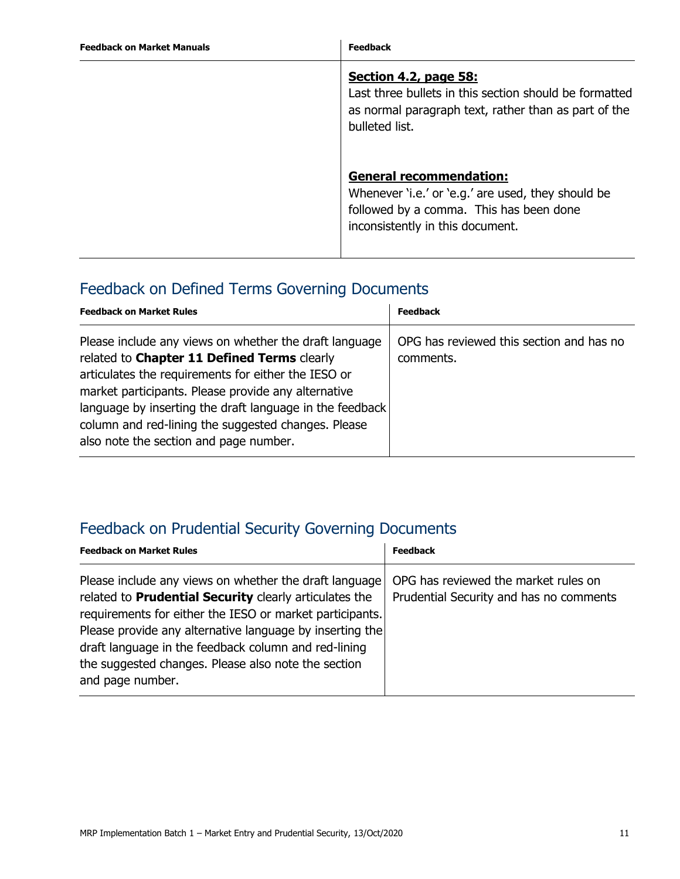| Feedback on Market Manuals | Feedback |
|---|---|
| | **Section 4.2, page 58:**<br>Last three bullets in this section should be formatted as normal paragraph text, rather than as part of the bulleted list.<br><br>**General recommendation:**<br>Whenever 'i.e.' or 'e.g.' are used, they should be followed by a comma. This has been done inconsistently in this document. |

## Feedback on Defined Terms Governing Documents

| Feedback on Market Rules | Feedback |
|---|---|
| Please include any views on whether the draft language related to **Chapter 11 Defined Terms** clearly articulates the requirements for either the IESO or market participants. Please provide any alternative language by inserting the draft language in the feedback column and red-lining the suggested changes. Please also note the section and page number. | OPG has reviewed this section and has no comments. |

## Feedback on Prudential Security Governing Documents

| Feedback on Market Rules | Feedback |
|---|---|
| Please include any views on whether the draft language related to **Prudential Security** clearly articulates the requirements for either the IESO or market participants. Please provide any alternative language by inserting the draft language in the feedback column and red-lining the suggested changes. Please also note the section and page number. | OPG has reviewed the market rules on Prudential Security and has no comments |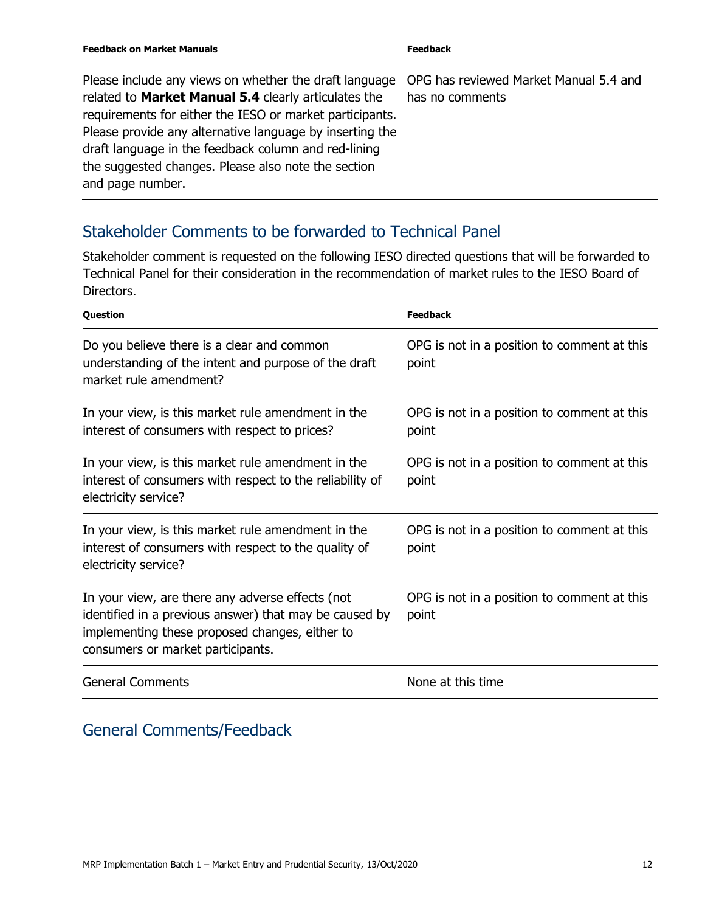| Feedback on Market Manuals | Feedback |
|---|---|
| Please include any views on whether the draft language related to **Market Manual 5.4** clearly articulates the requirements for either the IESO or market participants. Please provide any alternative language by inserting the draft language in the feedback column and red-lining the suggested changes. Please also note the section and page number. | OPG has reviewed Market Manual 5.4 and has no comments |

## Stakeholder Comments to be forwarded to Technical Panel

Stakeholder comment is requested on the following IESO directed questions that will be forwarded to Technical Panel for their consideration in the recommendation of market rules to the IESO Board of Directors.

| Question | Feedback |
|---|---|
| Do you believe there is a clear and common understanding of the intent and purpose of the draft market rule amendment? | OPG is not in a position to comment at this point |
| In your view, is this market rule amendment in the interest of consumers with respect to prices? | OPG is not in a position to comment at this point |
| In your view, is this market rule amendment in the interest of consumers with respect to the reliability of electricity service? | OPG is not in a position to comment at this point |
| In your view, is this market rule amendment in the interest of consumers with respect to the quality of electricity service? | OPG is not in a position to comment at this point |
| In your view, are there any adverse effects (not identified in a previous answer) that may be caused by implementing these proposed changes, either to consumers or market participants. | OPG is not in a position to comment at this point |
| General Comments | None at this time |

## General Comments/Feedback